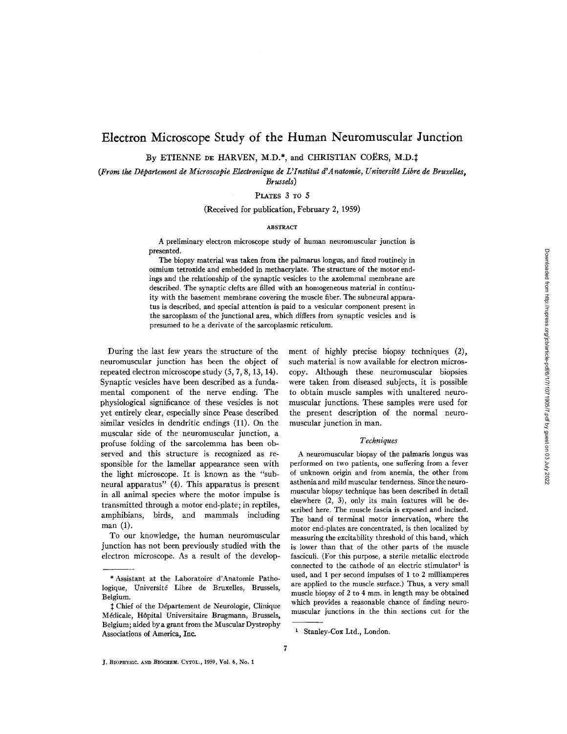# Electron Microscope Study of the Human Neuromuscular Junction

By ETIENNE DE HARVEN, M.D.*, and CHRISTIAN COËRS, M.D.‡

*(From the Département de Microscopie Electronique de L'Institut d'Anatomie, Université Libre de Bruxelles, Brussels)*

PLATES 3 TO 5

(Received for publication, February 2, 1959)

## ABSTRACT

A preliminary electron microscope study of human neuromuscular junction is presented.

The biopsy material was taken from the palmarus longus, and fixed routinely in osmium tetroxide and embedded in methacrylate. The structure of the motor endings and the relationship of the synaptic vesicles to the axolemmal membrane are described. The synaptic clefts are filled with an homogeneous material in continuity with the basement membrane covering the muscle fiber. The subneural apparatus is described, and special attention is paid to a vesicular component present in the sarcoplasm of the junctional area, which differs from synaptic vesicles and is presumed to be a derivate of the sarcoplasmic reticulum.

During the last few years the structure of the neuromuscular junction has been the object of repeated electron microscope study (5, 7, 8, 13, 14). Synaptic vesicles have been described as a fundamental component of the nerve ending. The physiological significance of these vesicles is not yet entirely clear, especially since Pease described similar vesicles in dendritic endings (11). On the muscular side of the neuromuscular junction, a profuse folding of the sarcolemma has been observed and this structure is recognized as responsible for the lamellar appearance seen with the light microscope. It is known as the "subneural apparatus" (4). This apparatus is present in all animal species where the motor impulse is transmitted through a motor end-plate; in reptiles, amphibians, birds, and mammals including man (1).

To our knowledge, the human neuromuscular junction has not been previously studied with the electron microscope. As a result of the development of highly precise biopsy techniques (2), such material is now available for electron microscopy. Although these neuromuscular biopsies were taken from diseased subjects, it is possible to obtain muscle samples with unaltered neuromuscular junctions. These samples were used for the present description of the normal neuromuscular junction in man.

### *Techniques*

A neuromuscular biopsy of the palmaris longus was performed on two patients, one suffering from a fever of unknown origin and from anemia, the other from asthenia and mild muscular tenderness. Since the neuromuscular biopsy technique has been described in detail elsewhere (2, 3), only its main features will be described here. The muscle fascia is exposed and incised. The band of terminal motor innervation, where the motor end-plates are concentrated, is then localized by measuring the excitability threshold of this band, which is lower than that of the other parts of the muscle fasciculi. (For this purpose, a sterile metallic electrode connected to the cathode of an electric stimulator[1] is used, and 1 per second impulses of 1 to 2 milliamperes are applied to the muscle surface.) Thus, a very small muscle biopsy of 2 to 4 mm. in length may be obtained which provides a reasonable chance of finding neuromuscular junctions in the thin sections cut for the

---

* Assistant at the Laboratoire d'Anatomie Pathologique, Université Libre de Bruxelles, Brussels, Belgium.

‡ Chief of the Département de Neurologie, Clinique Médicale, Hôpital Universitaire Brugmann, Brussels, Belgium; aided by a grant from the Muscular Dystrophy Associations of America, Inc.

[1] Stanley-Cox Ltd., London.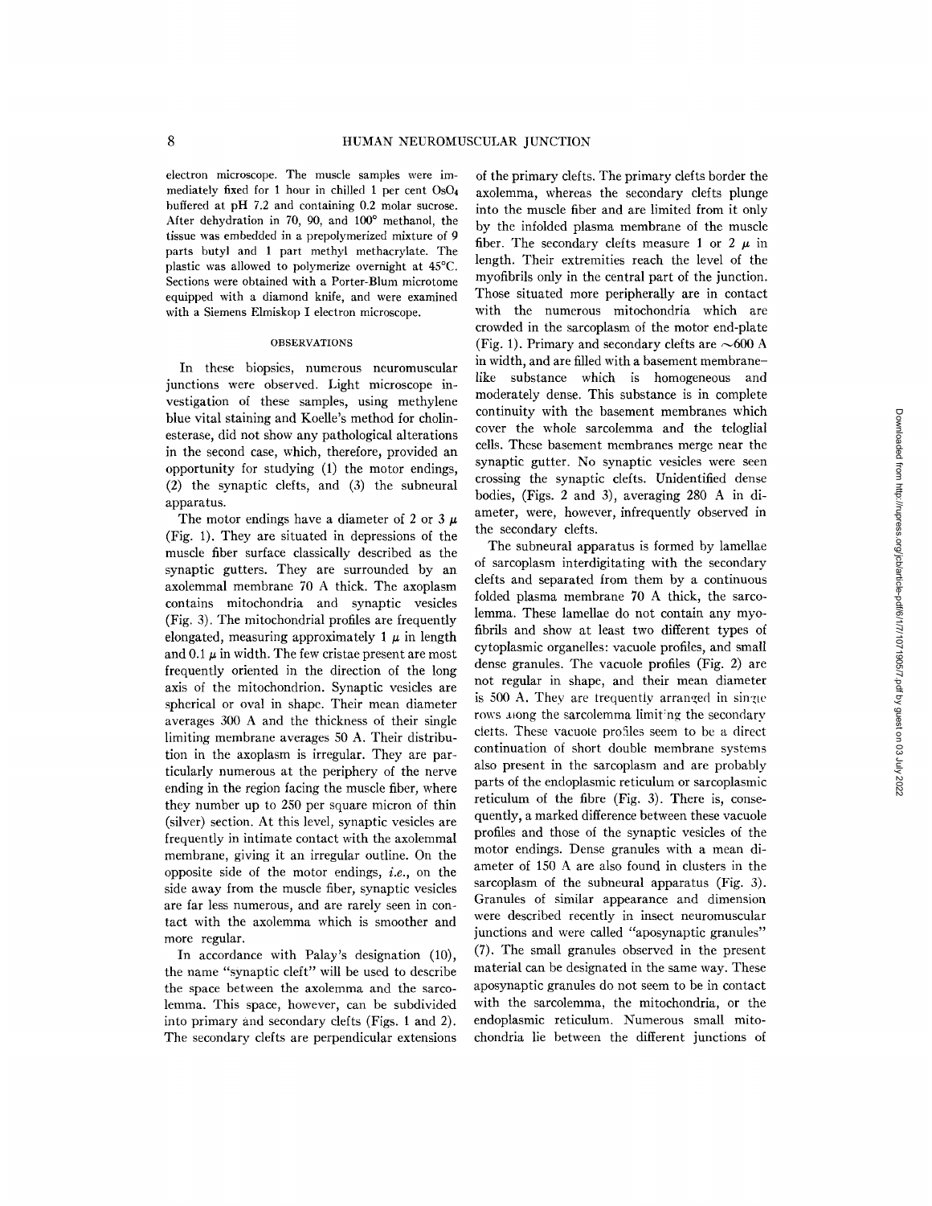electron microscope. The muscle samples were immediately fixed for 1 hour in chilled 1 per cent $OsO_4$ buffered at pH 7.2 and containing 0.2 molar sucrose. After dehydration in 70, 90, and 100° methanol, the tissue was embedded in a prepolymerized mixture of 9 parts butyl and 1 part methyl methacrylate. The plastic was allowed to polymerize overnight at 45°C. Sections were obtained with a Porter-Blum microtome equipped with a diamond knife, and were examined with a Siemens Elmiskop I electron microscope.

## OBSERVATIONS

In these biopsies, numerous neuromuscular junctions were observed. Light microscope investigation of these samples, using methylene blue vital staining and Koelle's method for cholinesterase, did not show any pathological alterations in the second case, which, therefore, provided an opportunity for studying (1) the motor endings, (2) the synaptic clefts, and (3) the subneural apparatus.

The motor endings have a diameter of 2 or 3 μ (Fig. 1). They are situated in depressions of the muscle fiber surface classically described as the synaptic gutters. They are surrounded by an axolemmal membrane 70 A thick. The axoplasm contains mitochondria and synaptic vesicles (Fig. 3). The mitochondrial profiles are frequently elongated, measuring approximately 1 μ in length and 0.1 μ in width. The few cristae present are most frequently oriented in the direction of the long axis of the mitochondrion. Synaptic vesicles are spherical or oval in shape. Their mean diameter averages 300 A and the thickness of their single limiting membrane averages 50 A. Their distribution in the axoplasm is irregular. They are particularly numerous at the periphery of the nerve ending in the region facing the muscle fiber, where they number up to 250 per square micron of thin (silver) section. At this level, synaptic vesicles are frequently in intimate contact with the axolemmal membrane, giving it an irregular outline. On the opposite side of the motor endings, *i.e.*, on the side away from the muscle fiber, synaptic vesicles are far less numerous, and are rarely seen in contact with the axolemma which is smoother and more regular.

In accordance with Palay's designation (10), the name "synaptic cleft" will be used to describe the space between the axolemma and the sarcolemma. This space, however, can be subdivided into primary and secondary clefts (Figs. 1 and 2). The secondary clefts are perpendicular extensions of the primary clefts. The primary clefts border the axolemma, whereas the secondary clefts plunge into the muscle fiber and are limited from it only by the infolded plasma membrane of the muscle fiber. The secondary clefts measure 1 or 2 μ in length. Their extremities reach the level of the myofibrils only in the central part of the junction. Those situated more peripherally are in contact with the numerous mitochondria which are crowded in the sarcoplasm of the motor end-plate (Fig. 1). Primary and secondary clefts are ~600 A in width, and are filled with a basement membrane–like substance which is homogeneous and moderately dense. This substance is in complete continuity with the basement membranes which cover the whole sarcolemma and the teloglial cells. These basement membranes merge near the synaptic gutter. No synaptic vesicles were seen crossing the synaptic clefts. Unidentified dense bodies, (Figs. 2 and 3), averaging 280 A in diameter, were, however, infrequently observed in the secondary clefts.

The subneural apparatus is formed by lamellae of sarcoplasm interdigitating with the secondary clefts and separated from them by a continuous folded plasma membrane 70 A thick, the sarcolemma. These lamellae do not contain any myofibrils and show at least two different types of cytoplasmic organelles: vacuole profiles, and small dense granules. The vacuole profiles (Fig. 2) are not regular in shape, and their mean diameter is 500 A. They are frequently arranged in single rows along the sarcolemma limiting the secondary clefts. These vacuole profiles seem to be a direct continuation of short double membrane systems also present in the sarcoplasm and are probably parts of the endoplasmic reticulum or sarcoplasmic reticulum of the fibre (Fig. 3). There is, consequently, a marked difference between these vacuole profiles and those of the synaptic vesicles of the motor endings. Dense granules with a mean diameter of 150 A are also found in clusters in the sarcoplasm of the subneural apparatus (Fig. 3). Granules of similar appearance and dimension were described recently in insect neuromuscular junctions and were called "aposynaptic granules" (7). The small granules observed in the present material can be designated in the same way. These aposynaptic granules do not seem to be in contact with the sarcolemma, the mitochondria, or the endoplasmic reticulum. Numerous small mitochondria lie between the different junctions of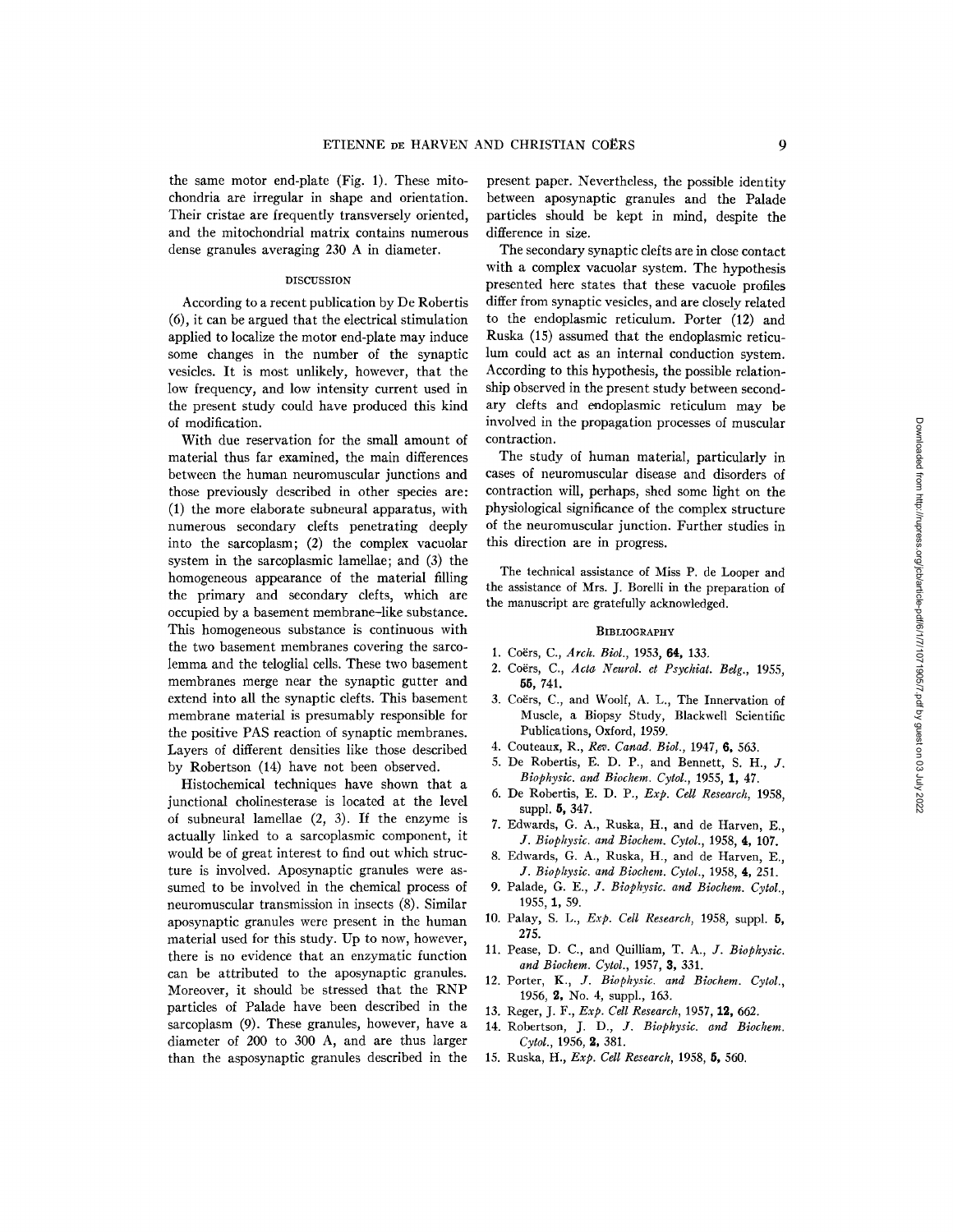the same motor end-plate (Fig. 1). These mitochondria are irregular in shape and orientation. Their cristae are frequently transversely oriented, and the mitochondrial matrix contains numerous dense granules averaging 230 A in diameter.

## DISCUSSION

According to a recent publication by De Robertis (6), it can be argued that the electrical stimulation applied to localize the motor end-plate may induce some changes in the number of the synaptic vesicles. It is most unlikely, however, that the low frequency, and low intensity current used in the present study could have produced this kind of modification.

With due reservation for the small amount of material thus far examined, the main differences between the human neuromuscular junctions and those previously described in other species are: (1) the more elaborate subneural apparatus, with numerous secondary clefts penetrating deeply into the sarcoplasm; (2) the complex vacuolar system in the sarcoplasmic lamellae; and (3) the homogeneous appearance of the material filling the primary and secondary clefts, which are occupied by a basement membrane–like substance. This homogeneous substance is continuous with the two basement membranes covering the sarcolemma and the teloglial cells. These two basement membranes merge near the synaptic gutter and extend into all the synaptic clefts. This basement membrane material is presumably responsible for the positive PAS reaction of synaptic membranes. Layers of different densities like those described by Robertson (14) have not been observed.

Histochemical techniques have shown that a junctional cholinesterase is located at the level of subneural lamellae (2, 3). If the enzyme is actually linked to a sarcoplasmic component, it would be of great interest to find out which structure is involved. Aposynaptic granules were assumed to be involved in the chemical process of neuromuscular transmission in insects (8). Similar aposynaptic granules were present in the human material used for this study. Up to now, however, there is no evidence that an enzymatic function can be attributed to the aposynaptic granules. Moreover, it should be stressed that the RNP particles of Palade have been described in the sarcoplasm (9). These granules, however, have a diameter of 200 to 300 A, and are thus larger than the asposynaptic granules described in the present paper. Nevertheless, the possible identity between aposynaptic granules and the Palade particles should be kept in mind, despite the difference in size.

The secondary synaptic clefts are in close contact with a complex vacuolar system. The hypothesis presented here states that these vacuole profiles differ from synaptic vesicles, and are closely related to the endoplasmic reticulum. Porter (12) and Ruska (15) assumed that the endoplasmic reticulum could act as an internal conduction system. According to this hypothesis, the possible relationship observed in the present study between secondary clefts and endoplasmic reticulum may be involved in the propagation processes of muscular contraction.

The study of human material, particularly in cases of neuromuscular disease and disorders of contraction will, perhaps, shed some light on the physiological significance of the complex structure of the neuromuscular junction. Further studies in this direction are in progress.

The technical assistance of Miss P. de Looper and the assistance of Mrs. J. Borelli in the preparation of the manuscript are gratefully acknowledged.

## BIBLIOGRAPHY

1. Coërs, C., *Arch. Biol.*, 1953, **64**, 133.
2. Coërs, C., *Acta Neurol. et Psychiat. Belg.*, 1955, **55**, 741.
3. Coërs, C., and Woolf, A. L., The Innervation of Muscle, a Biopsy Study, Blackwell Scientific Publications, Oxford, 1959.
4. Couteaux, R., *Rev. Canad. Biol.*, 1947, **6**, 563.
5. De Robertis, E. D. P., and Bennett, S. H., *J. Biophysic. and Biochem. Cytol.*, 1955, **1**, 47.
6. De Robertis, E. D. P., *Exp. Cell Research*, 1958, suppl. **5**, 347.
7. Edwards, G. A., Ruska, H., and de Harven, E., *J. Biophysic. and Biochem. Cytol.*, 1958, **4**, 107.
8. Edwards, G. A., Ruska, H., and de Harven, E., *J. Biophysic. and Biochem. Cytol.*, 1958, **4**, 251.
9. Palade, G. E., *J. Biophysic. and Biochem. Cytol.*, 1955, **1**, 59.
10. Palay, S. L., *Exp. Cell Research*, 1958, suppl. **5**, 275.
11. Pease, D. C., and Quilliam, T. A., *J. Biophysic. and Biochem. Cytol.*, 1957, **3**, 331.
12. Porter, K., *J. Biophysic. and Biochem. Cytol.*, 1956, **2**, No. 4, suppl., 163.
13. Reger, J. F., *Exp. Cell Research*, 1957, **12**, 662.
14. Robertson, J. D., *J. Biophysic. and Biochem. Cytol.*, 1956, **2**, 381.
15. Ruska, H., *Exp. Cell Research*, 1958, **5**, 560.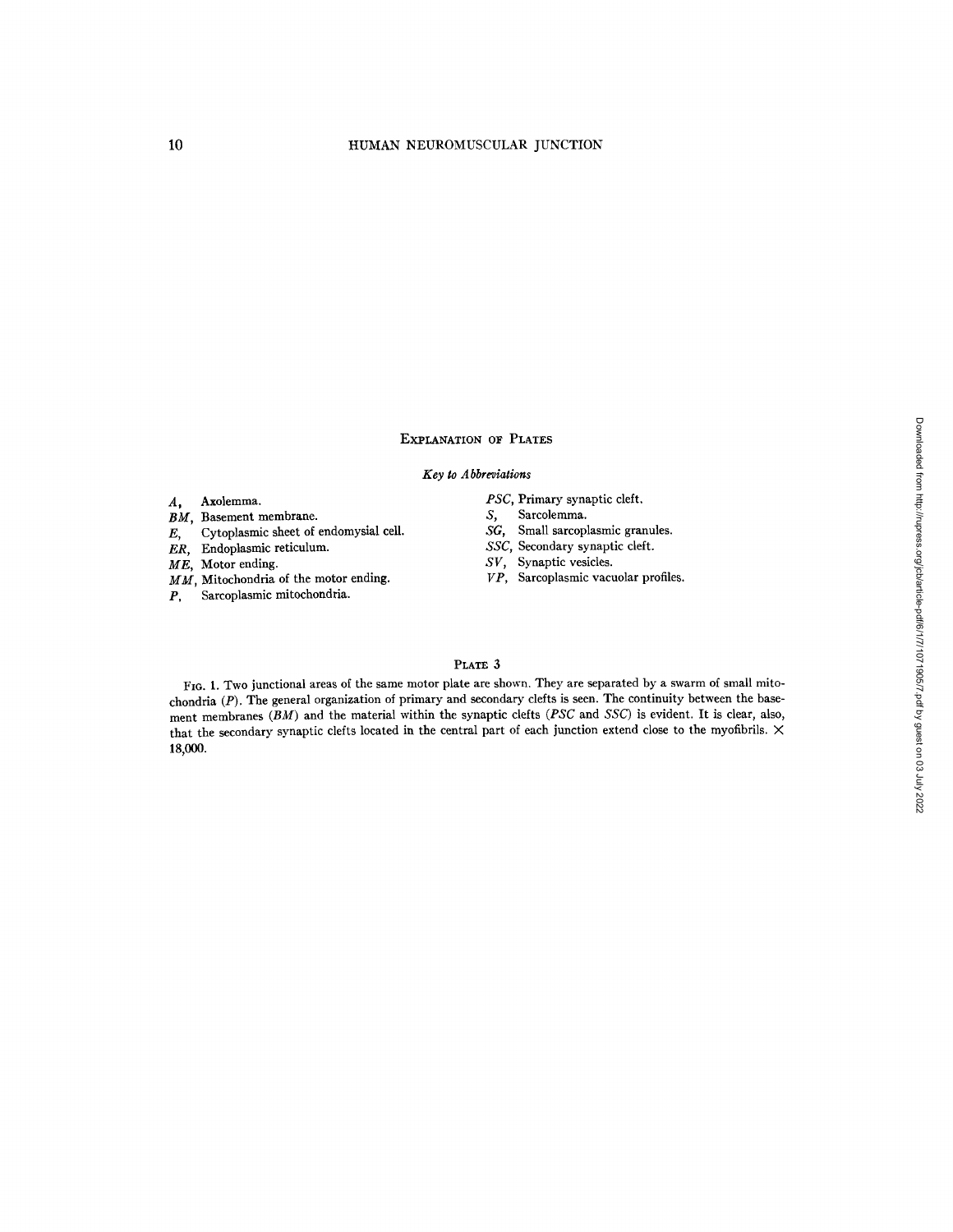## Explanation of Plates

### *Key to Abbreviations*

- *A*, Axolemma.
- *BM*, Basement membrane.
- *E*, Cytoplasmic sheet of endomysial cell.
- *ER*, Endoplasmic reticulum.
- *ME*, Motor ending.
- *MM*, Mitochondria of the motor ending.
- *P*, Sarcoplasmic mitochondria.
- *PSC*, Primary synaptic cleft.
- *S*, Sarcolemma.
- *SG*, Small sarcoplasmic granules.
- *SSC*, Secondary synaptic cleft.
- *SV*, Synaptic vesicles.
- *VP*, Sarcoplasmic vacuolar profiles.

### Plate 3

Fig. 1. Two junctional areas of the same motor plate are shown. They are separated by a swarm of small mitochondria (*P*). The general organization of primary and secondary clefts is seen. The continuity between the basement membranes (*BM*) and the material within the synaptic clefts (*PSC* and *SSC*) is evident. It is clear, also, that the secondary synaptic clefts located in the central part of each junction extend close to the myofibrils. × 18,000.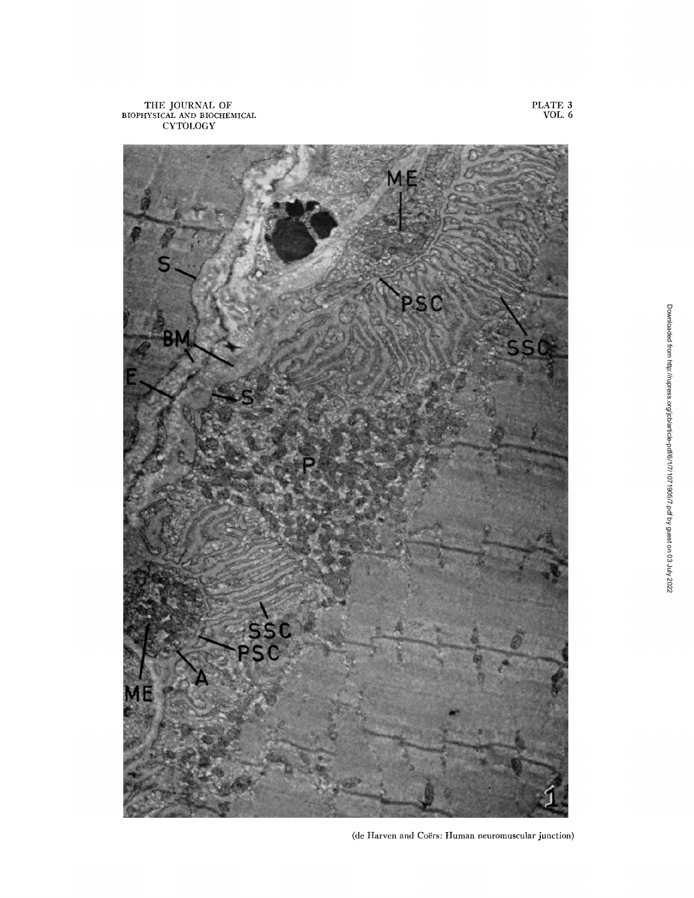(de Harven and Coërs: Human neuromuscular junction)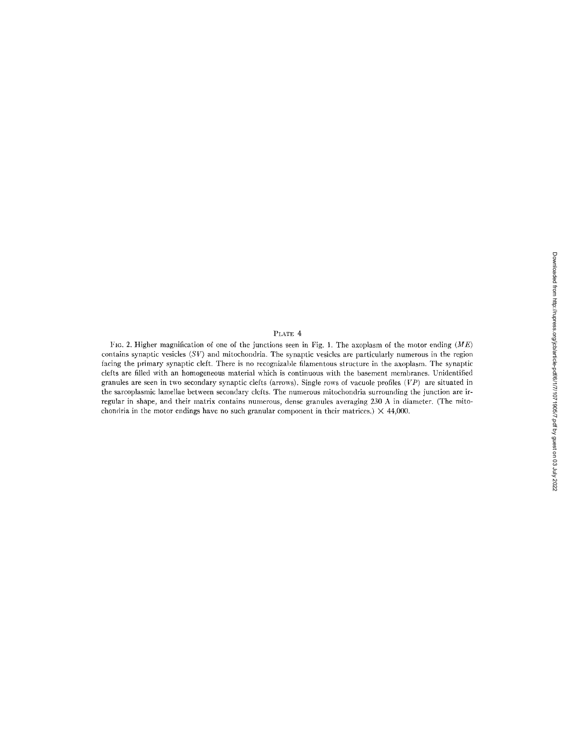PLATE 4

FIG. 2. Higher magnification of one of the junctions seen in Fig. 1. The axoplasm of the motor ending (*ME*) contains synaptic vesicles (*SV*) and mitochondria. The synaptic vesicles are particularly numerous in the region facing the primary synaptic cleft. There is no recognizable filamentous structure in the axoplasm. The synaptic clefts are filled with an homogeneous material which is continuous with the basement membranes. Unidentified granules are seen in two secondary synaptic clefts (arrows). Single rows of vacuole profiles (*VP*) are situated in the sarcoplasmic lamellae between secondary clefts. The numerous mitochondria surrounding the junction are irregular in shape, and their matrix contains numerous, dense granules averaging 230 A in diameter. (The mitochondria in the motor endings have no such granular component in their matrices.) $\times$ 44,000.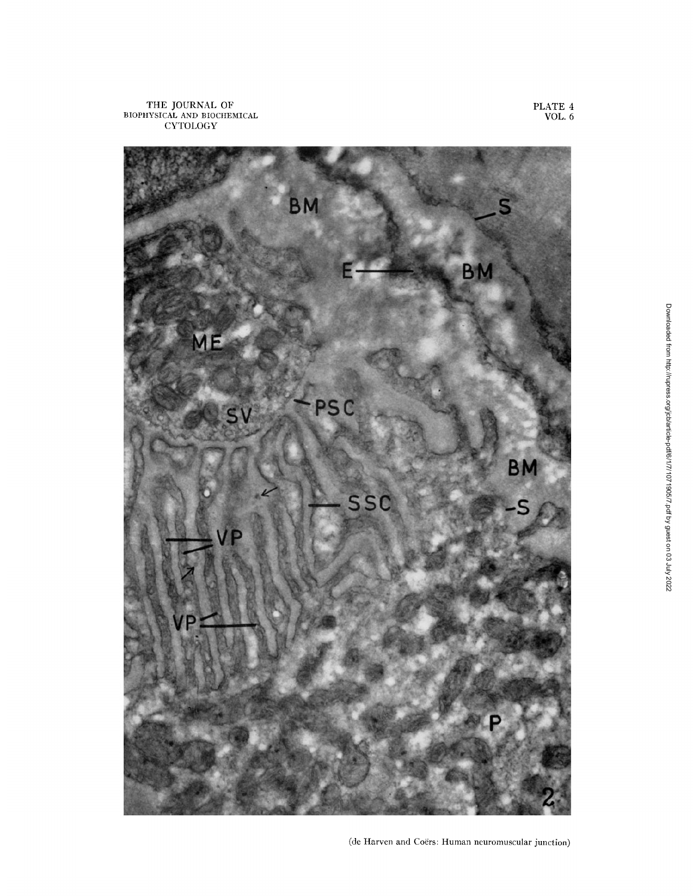(de Harven and Coërs: Human neuromuscular junction)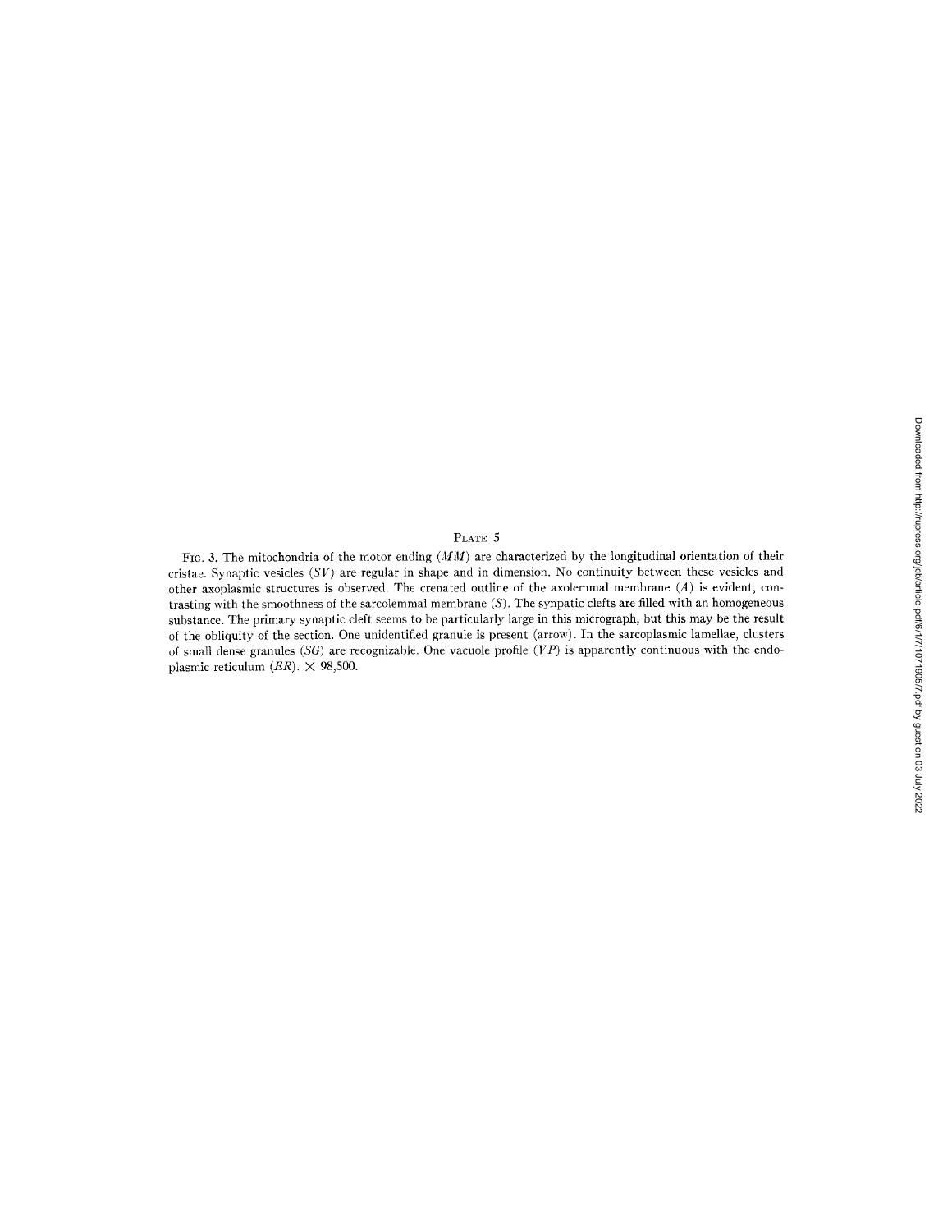PLATE 5

FIG. 3. The mitochondria of the motor ending (*MM*) are characterized by the longitudinal orientation of their cristae. Synaptic vesicles (*SV*) are regular in shape and in dimension. No continuity between these vesicles and other axoplasmic structures is observed. The crenated outline of the axolemmal membrane (*A*) is evident, contrasting with the smoothness of the sarcolemmal membrane (*S*). The synpatic clefts are filled with an homogeneous substance. The primary synaptic cleft seems to be particularly large in this micrograph, but this may be the result of the obliquity of the section. One unidentified granule is present (arrow). In the sarcoplasmic lamellae, clusters of small dense granules (*SG*) are recognizable. One vacuole profile (*VP*) is apparently continuous with the endoplasmic reticulum (*ER*). $\times$ 98,500.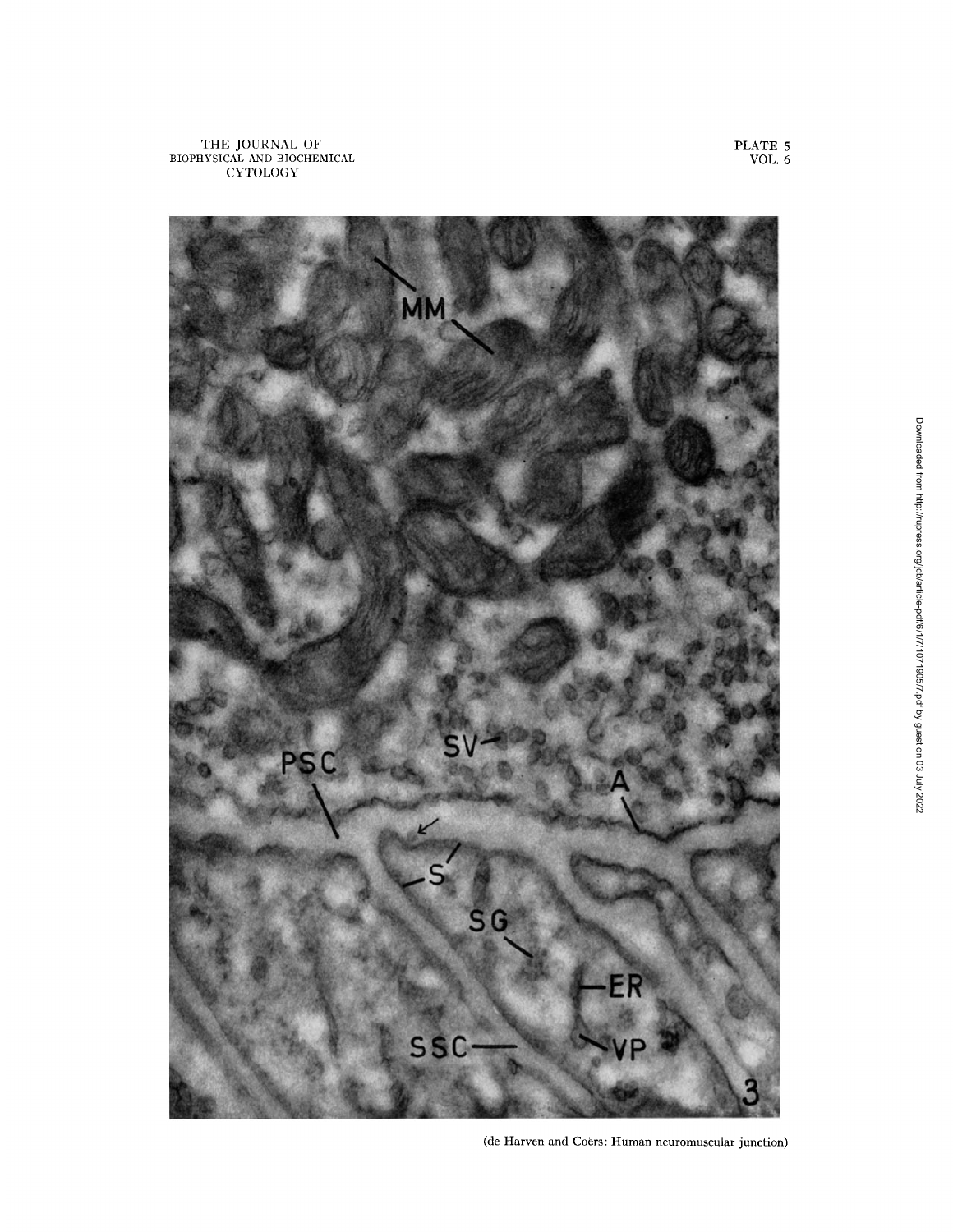(de Harven and Coërs: Human neuromuscular junction)